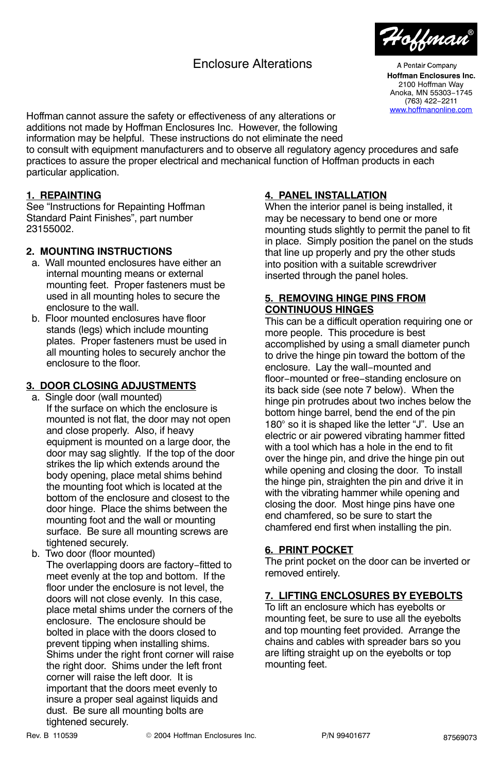# Enclosure Alterations

Hoffman

A Pentair Company
**Hoffman Enclosures Inc.**
2100 Hoffman Way
Anoka, MN 55303−1745
(763) 422−2211
www.hoffmanonline.com

Hoffman cannot assure the safety or effectiveness of any alterations or additions not made by Hoffman Enclosures Inc. However, the following information may be helpful. These instructions do not eliminate the need to consult with equipment manufacturers and to observe all regulatory agency procedures and safe practices to assure the proper electrical and mechanical function of Hoffman products in each particular application.

## 1. REPAINTING

See “Instructions for Repainting Hoffman Standard Paint Finishes”, part number 23155002.

## 2. MOUNTING INSTRUCTIONS

a. Wall mounted enclosures have either an internal mounting means or external mounting feet. Proper fasteners must be used in all mounting holes to secure the enclosure to the wall.

b. Floor mounted enclosures have floor stands (legs) which include mounting plates. Proper fasteners must be used in all mounting holes to securely anchor the enclosure to the floor.

## 3. DOOR CLOSING ADJUSTMENTS

a. Single door (wall mounted)
If the surface on which the enclosure is mounted is not flat, the door may not open and close properly. Also, if heavy equipment is mounted on a large door, the door may sag slightly. If the top of the door strikes the lip which extends around the body opening, place metal shims behind the mounting foot which is located at the bottom of the enclosure and closest to the door hinge. Place the shims between the mounting foot and the wall or mounting surface. Be sure all mounting screws are tightened securely.

b. Two door (floor mounted)
The overlapping doors are factory−fitted to meet evenly at the top and bottom. If the floor under the enclosure is not level, the doors will not close evenly. In this case, place metal shims under the corners of the enclosure. The enclosure should be bolted in place with the doors closed to prevent tipping when installing shims. Shims under the right front corner will raise the right door. Shims under the left front corner will raise the left door. It is important that the doors meet evenly to insure a proper seal against liquids and dust. Be sure all mounting bolts are tightened securely.

## 4. PANEL INSTALLATION

When the interior panel is being installed, it may be necessary to bend one or more mounting studs slightly to permit the panel to fit in place. Simply position the panel on the studs that line up properly and pry the other studs into position with a suitable screwdriver inserted through the panel holes.

## 5. REMOVING HINGE PINS FROM CONTINUOUS HINGES

This can be a difficult operation requiring one or more people. This procedure is best accomplished by using a small diameter punch to drive the hinge pin toward the bottom of the enclosure. Lay the wall−mounted and floor−mounted or free−standing enclosure on its back side (see note 7 below). When the hinge pin protrudes about two inches below the bottom hinge barrel, bend the end of the pin 180° so it is shaped like the letter “J”. Use an electric or air powered vibrating hammer fitted with a tool which has a hole in the end to fit over the hinge pin, and drive the hinge pin out while opening and closing the door. To install the hinge pin, straighten the pin and drive it in with the vibrating hammer while opening and closing the door. Most hinge pins have one end chamfered, so be sure to start the chamfered end first when installing the pin.

## 6. PRINT POCKET

The print pocket on the door can be inverted or removed entirely.

## 7. LIFTING ENCLOSURES BY EYEBOLTS

To lift an enclosure which has eyebolts or mounting feet, be sure to use all the eyebolts and top mounting feet provided. Arrange the chains and cables with spreader bars so you are lifting straight up on the eyebolts or top mounting feet.

Rev. B 110539 © 2004 Hoffman Enclosures Inc. P/N 99401677 87569073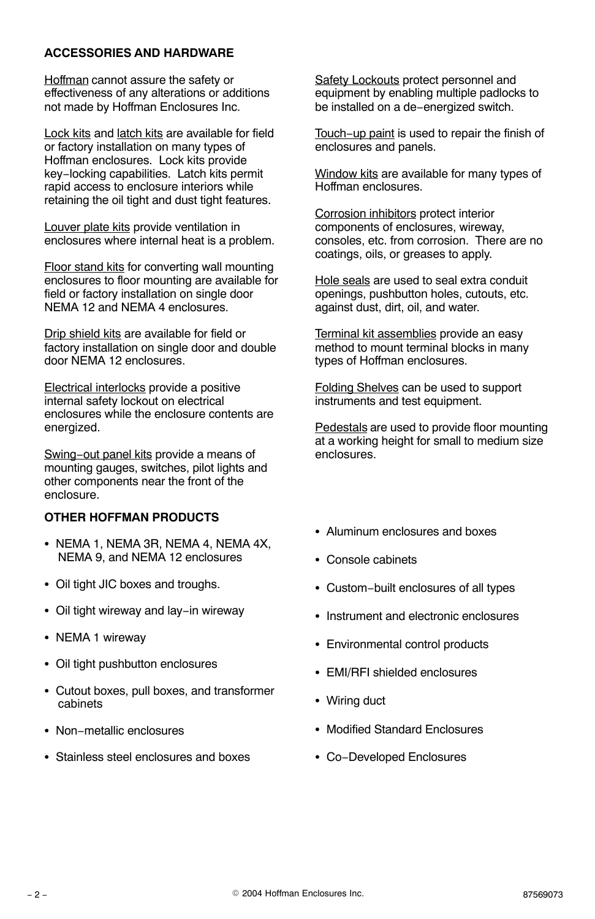**ACCESSORIES AND HARDWARE**

Hoffman cannot assure the safety or effectiveness of any alterations or additions not made by Hoffman Enclosures Inc.

Lock kits and latch kits are available for field or factory installation on many types of Hoffman enclosures. Lock kits provide key−locking capabilities. Latch kits permit rapid access to enclosure interiors while retaining the oil tight and dust tight features.

Louver plate kits provide ventilation in enclosures where internal heat is a problem.

Floor stand kits for converting wall mounting enclosures to floor mounting are available for field or factory installation on single door NEMA 12 and NEMA 4 enclosures.

Drip shield kits are available for field or factory installation on single door and double door NEMA 12 enclosures.

Electrical interlocks provide a positive internal safety lockout on electrical enclosures while the enclosure contents are energized.

Swing−out panel kits provide a means of mounting gauges, switches, pilot lights and other components near the front of the enclosure.

Safety Lockouts protect personnel and equipment by enabling multiple padlocks to be installed on a de−energized switch.

Touch−up paint is used to repair the finish of enclosures and panels.

Window kits are available for many types of Hoffman enclosures.

Corrosion inhibitors protect interior components of enclosures, wireway, consoles, etc. from corrosion. There are no coatings, oils, or greases to apply.

Hole seals are used to seal extra conduit openings, pushbutton holes, cutouts, etc. against dust, dirt, oil, and water.

Terminal kit assemblies provide an easy method to mount terminal blocks in many types of Hoffman enclosures.

Folding Shelves can be used to support instruments and test equipment.

Pedestals are used to provide floor mounting at a working height for small to medium size enclosures.

**OTHER HOFFMAN PRODUCTS**

- NEMA 1, NEMA 3R, NEMA 4, NEMA 4X, NEMA 9, and NEMA 12 enclosures
- Oil tight JIC boxes and troughs.
- Oil tight wireway and lay−in wireway
- NEMA 1 wireway
- Oil tight pushbutton enclosures
- Cutout boxes, pull boxes, and transformer cabinets
- Non−metallic enclosures
- Stainless steel enclosures and boxes
- Aluminum enclosures and boxes
- Console cabinets
- Custom−built enclosures of all types
- Instrument and electronic enclosures
- Environmental control products
- EMI/RFI shielded enclosures
- Wiring duct
- Modified Standard Enclosures
- Co−Developed Enclosures

© 2004 Hoffman Enclosures Inc.

87569073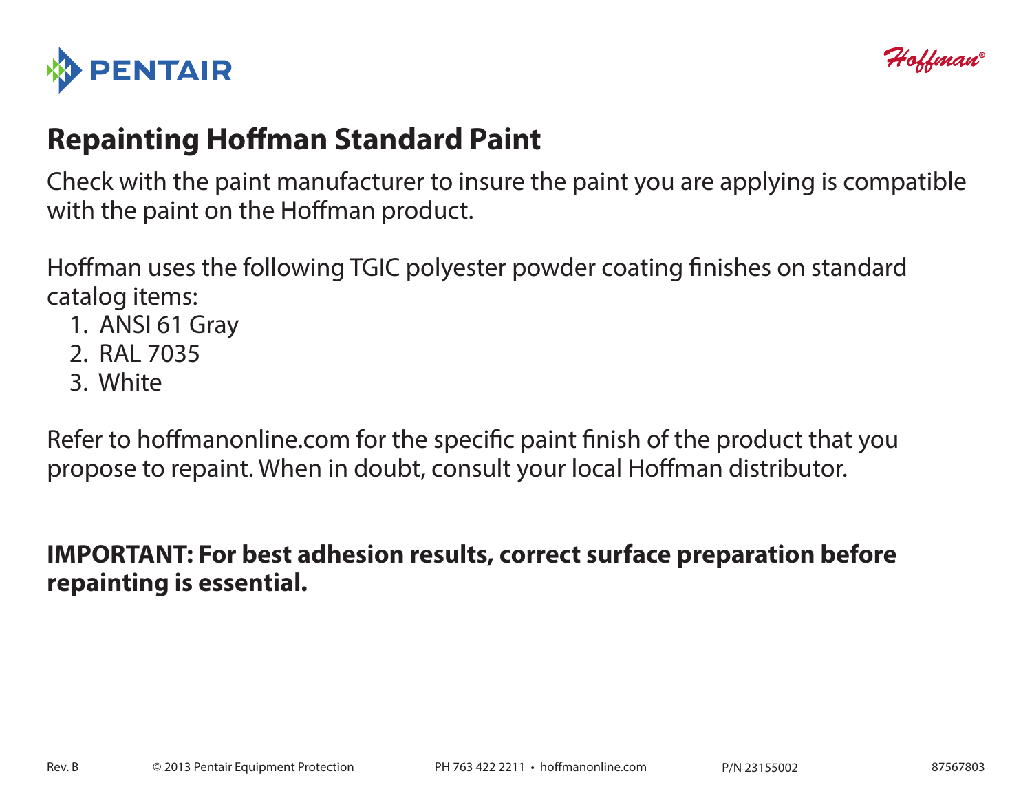# Repainting Hoffman Standard Paint

Check with the paint manufacturer to insure the paint you are applying is compatible with the paint on the Hoffman product.

Hoffman uses the following TGIC polyester powder coating finishes on standard catalog items:

1. ANSI 61 Gray
2. RAL 7035
3. White

Refer to hoffmanonline.com for the specific paint finish of the product that you propose to repaint. When in doubt, consult your local Hoffman distributor.

**IMPORTANT: For best adhesion results, correct surface preparation before repainting is essential.**

Rev. B © 2013 Pentair Equipment Protection PH 763 422 2211 • hoffmanonline.com P/N 23155002 87567803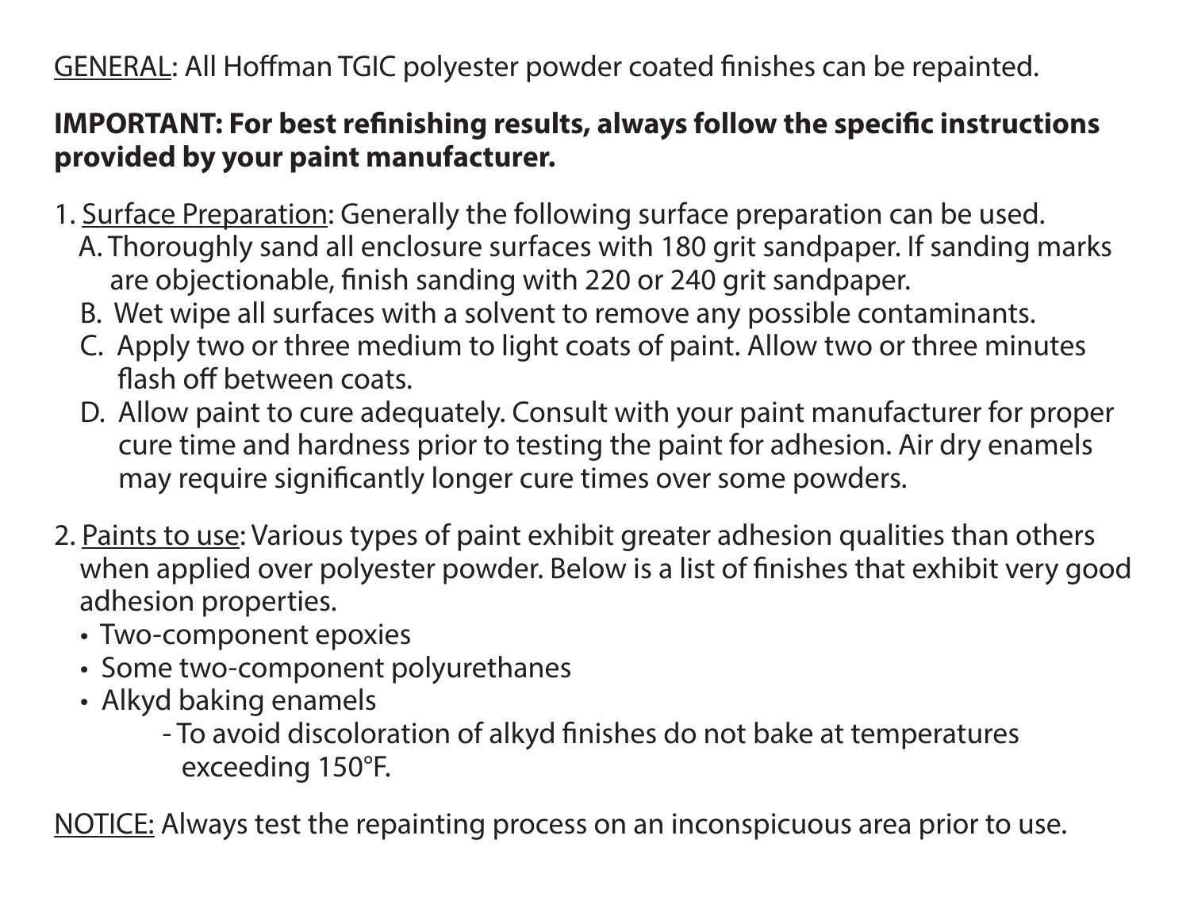GENERAL: All Hoffman TGIC polyester powder coated finishes can be repainted.

**IMPORTANT: For best refinishing results, always follow the specific instructions provided by your paint manufacturer.**

1. Surface Preparation: Generally the following surface preparation can be used.
   A. Thoroughly sand all enclosure surfaces with 180 grit sandpaper. If sanding marks are objectionable, finish sanding with 220 or 240 grit sandpaper.
   B. Wet wipe all surfaces with a solvent to remove any possible contaminants.
   C. Apply two or three medium to light coats of paint. Allow two or three minutes flash off between coats.
   D. Allow paint to cure adequately. Consult with your paint manufacturer for proper cure time and hardness prior to testing the paint for adhesion. Air dry enamels may require significantly longer cure times over some powders.

2. Paints to use: Various types of paint exhibit greater adhesion qualities than others when applied over polyester powder. Below is a list of finishes that exhibit very good adhesion properties.
   - Two-component epoxies
   - Some two-component polyurethanes
   - Alkyd baking enamels
     - To avoid discoloration of alkyd finishes do not bake at temperatures exceeding 150°F.

NOTICE: Always test the repainting process on an inconspicuous area prior to use.